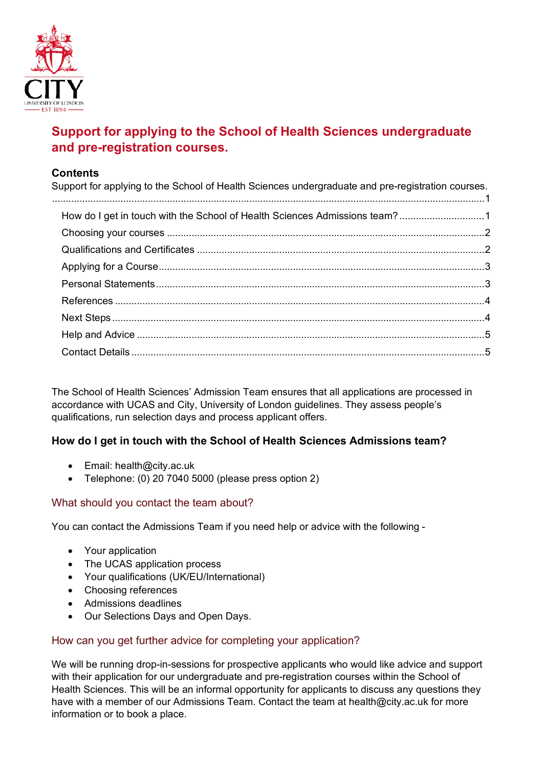# Support for applying to the School of Health Sciences undergraduate and pre-registration courses.

**Contents**

Support for applying to the School of Health Sciences undergraduate and pre-registration courses. ....1

- How do I get in touch with the School of Health Sciences Admissions team? ....1
- Choosing your courses ....2
- Qualifications and Certificates ....2
- Applying for a Course ....3
- Personal Statements ....3
- References ....4
- Next Steps ....4
- Help and Advice ....5
- Contact Details ....5

The School of Health Sciences' Admission Team ensures that all applications are processed in accordance with UCAS and City, University of London guidelines. They assess people's qualifications, run selection days and process applicant offers.

## How do I get in touch with the School of Health Sciences Admissions team?

- Email: health@city.ac.uk
- Telephone: (0) 20 7040 5000 (please press option 2)

### What should you contact the team about?

You can contact the Admissions Team if you need help or advice with the following -

- Your application
- The UCAS application process
- Your qualifications (UK/EU/International)
- Choosing references
- Admissions deadlines
- Our Selections Days and Open Days.

### How can you get further advice for completing your application?

We will be running drop-in-sessions for prospective applicants who would like advice and support with their application for our undergraduate and pre-registration courses within the School of Health Sciences. This will be an informal opportunity for applicants to discuss any questions they have with a member of our Admissions Team. Contact the team at health@city.ac.uk for more information or to book a place.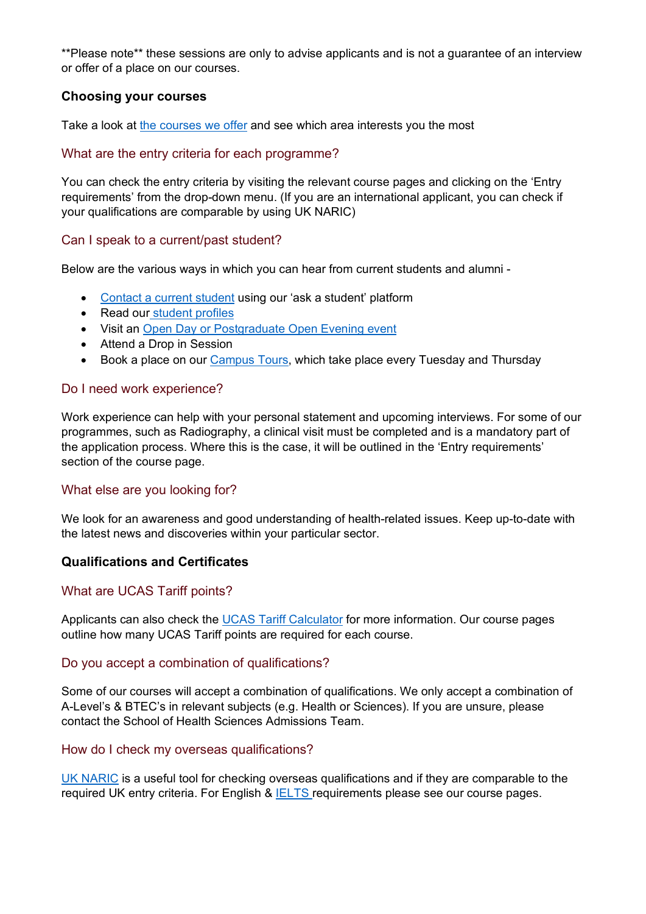**Please note** these sessions are only to advise applicants and is not a guarantee of an interview or offer of a place on our courses.

## Choosing your courses

Take a look at the courses we offer and see which area interests you the most

### What are the entry criteria for each programme?

You can check the entry criteria by visiting the relevant course pages and clicking on the 'Entry requirements' from the drop-down menu. (If you are an international applicant, you can check if your qualifications are comparable by using UK NARIC)

### Can I speak to a current/past student?

Below are the various ways in which you can hear from current students and alumni -

- Contact a current student using our 'ask a student' platform
- Read our student profiles
- Visit an Open Day or Postgraduate Open Evening event
- Attend a Drop in Session
- Book a place on our Campus Tours, which take place every Tuesday and Thursday

### Do I need work experience?

Work experience can help with your personal statement and upcoming interviews. For some of our programmes, such as Radiography, a clinical visit must be completed and is a mandatory part of the application process. Where this is the case, it will be outlined in the 'Entry requirements' section of the course page.

### What else are you looking for?

We look for an awareness and good understanding of health-related issues. Keep up-to-date with the latest news and discoveries within your particular sector.

## Qualifications and Certificates

### What are UCAS Tariff points?

Applicants can also check the UCAS Tariff Calculator for more information. Our course pages outline how many UCAS Tariff points are required for each course.

### Do you accept a combination of qualifications?

Some of our courses will accept a combination of qualifications. We only accept a combination of A-Level's & BTEC's in relevant subjects (e.g. Health or Sciences). If you are unsure, please contact the School of Health Sciences Admissions Team.

### How do I check my overseas qualifications?

UK NARIC is a useful tool for checking overseas qualifications and if they are comparable to the required UK entry criteria. For English & IELTS requirements please see our course pages.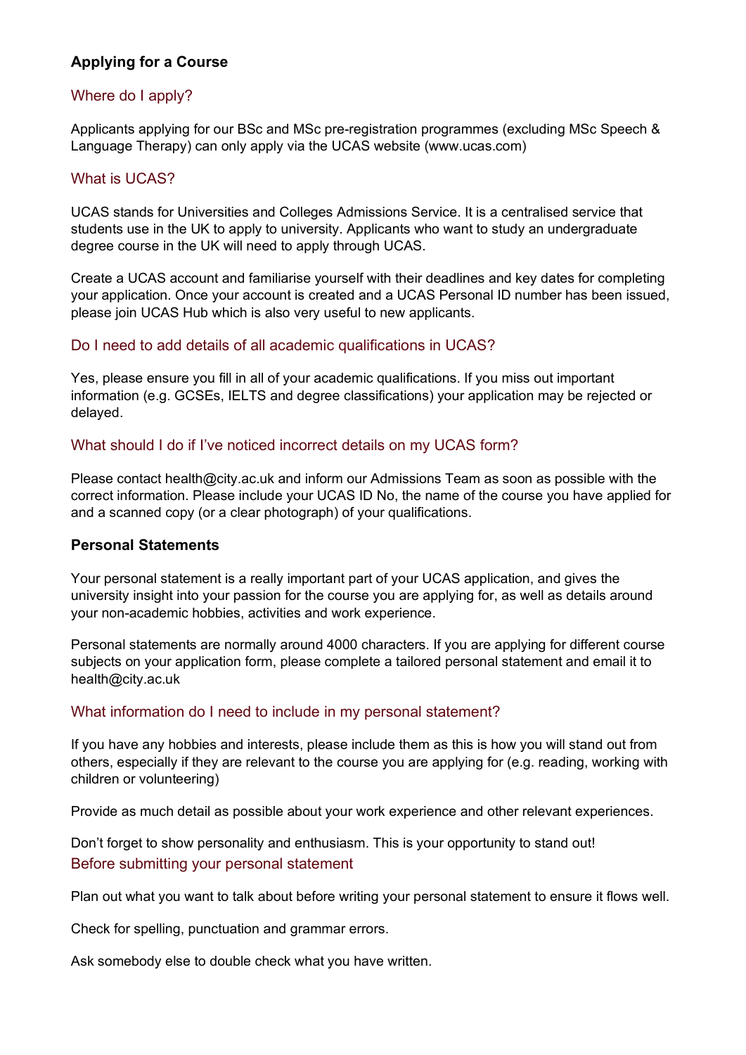## Applying for a Course

### Where do I apply?

Applicants applying for our BSc and MSc pre-registration programmes (excluding MSc Speech & Language Therapy) can only apply via the UCAS website (www.ucas.com)

### What is UCAS?

UCAS stands for Universities and Colleges Admissions Service. It is a centralised service that students use in the UK to apply to university. Applicants who want to study an undergraduate degree course in the UK will need to apply through UCAS.

Create a UCAS account and familiarise yourself with their deadlines and key dates for completing your application. Once your account is created and a UCAS Personal ID number has been issued, please join UCAS Hub which is also very useful to new applicants.

### Do I need to add details of all academic qualifications in UCAS?

Yes, please ensure you fill in all of your academic qualifications. If you miss out important information (e.g. GCSEs, IELTS and degree classifications) your application may be rejected or delayed.

### What should I do if I've noticed incorrect details on my UCAS form?

Please contact health@city.ac.uk and inform our Admissions Team as soon as possible with the correct information. Please include your UCAS ID No, the name of the course you have applied for and a scanned copy (or a clear photograph) of your qualifications.

## Personal Statements

Your personal statement is a really important part of your UCAS application, and gives the university insight into your passion for the course you are applying for, as well as details around your non-academic hobbies, activities and work experience.

Personal statements are normally around 4000 characters. If you are applying for different course subjects on your application form, please complete a tailored personal statement and email it to health@city.ac.uk

### What information do I need to include in my personal statement?

If you have any hobbies and interests, please include them as this is how you will stand out from others, especially if they are relevant to the course you are applying for (e.g. reading, working with children or volunteering)

Provide as much detail as possible about your work experience and other relevant experiences.

Don't forget to show personality and enthusiasm. This is your opportunity to stand out!

### Before submitting your personal statement

Plan out what you want to talk about before writing your personal statement to ensure it flows well.

Check for spelling, punctuation and grammar errors.

Ask somebody else to double check what you have written.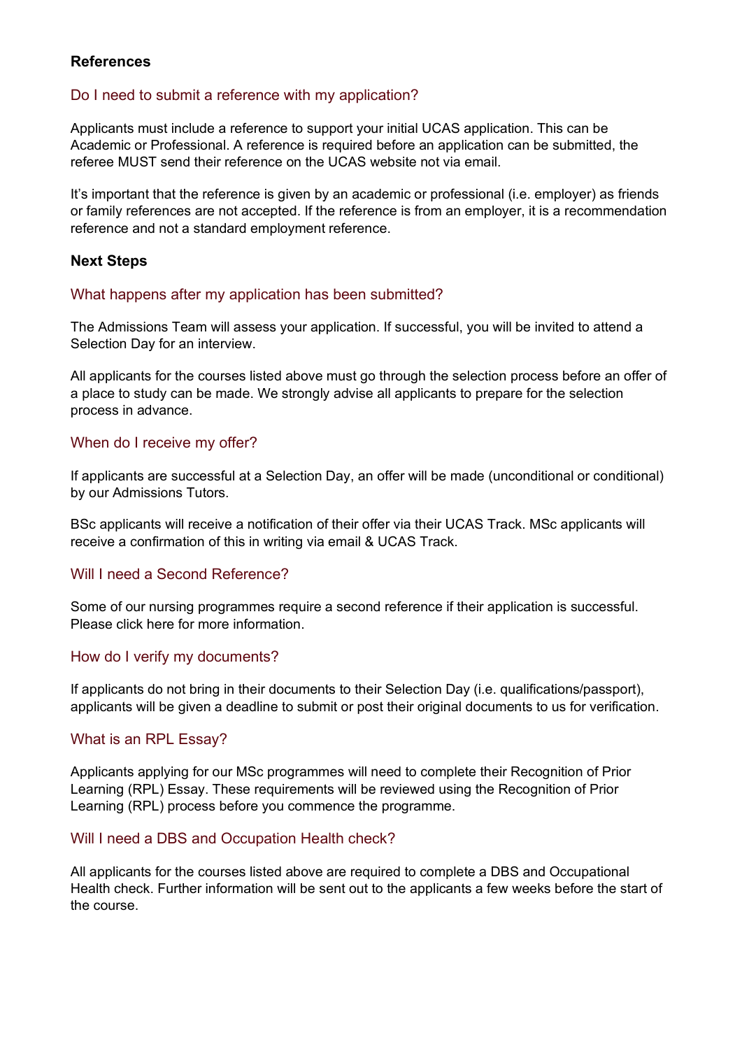## References

### Do I need to submit a reference with my application?

Applicants must include a reference to support your initial UCAS application. This can be Academic or Professional. A reference is required before an application can be submitted, the referee MUST send their reference on the UCAS website not via email.

It's important that the reference is given by an academic or professional (i.e. employer) as friends or family references are not accepted. If the reference is from an employer, it is a recommendation reference and not a standard employment reference.

## Next Steps

### What happens after my application has been submitted?

The Admissions Team will assess your application. If successful, you will be invited to attend a Selection Day for an interview.

All applicants for the courses listed above must go through the selection process before an offer of a place to study can be made. We strongly advise all applicants to prepare for the selection process in advance.

### When do I receive my offer?

If applicants are successful at a Selection Day, an offer will be made (unconditional or conditional) by our Admissions Tutors.

BSc applicants will receive a notification of their offer via their UCAS Track. MSc applicants will receive a confirmation of this in writing via email & UCAS Track.

### Will I need a Second Reference?

Some of our nursing programmes require a second reference if their application is successful. Please click here for more information.

### How do I verify my documents?

If applicants do not bring in their documents to their Selection Day (i.e. qualifications/passport), applicants will be given a deadline to submit or post their original documents to us for verification.

### What is an RPL Essay?

Applicants applying for our MSc programmes will need to complete their Recognition of Prior Learning (RPL) Essay. These requirements will be reviewed using the Recognition of Prior Learning (RPL) process before you commence the programme.

### Will I need a DBS and Occupation Health check?

All applicants for the courses listed above are required to complete a DBS and Occupational Health check. Further information will be sent out to the applicants a few weeks before the start of the course.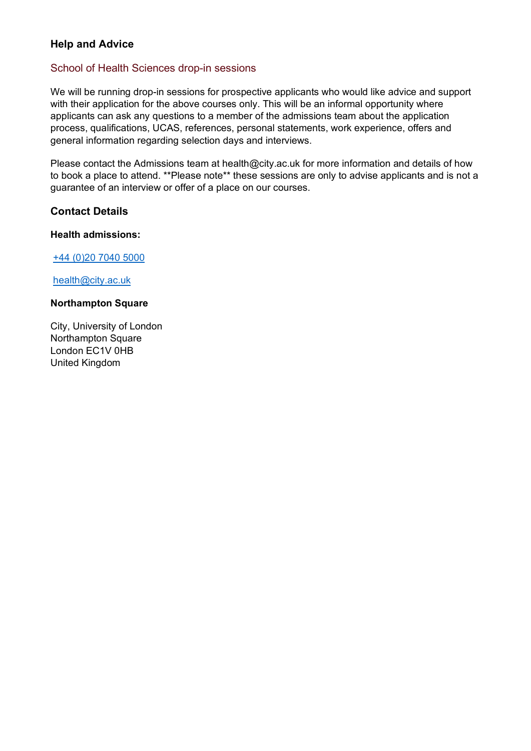## Help and Advice

### School of Health Sciences drop-in sessions

We will be running drop-in sessions for prospective applicants who would like advice and support with their application for the above courses only. This will be an informal opportunity where applicants can ask any questions to a member of the admissions team about the application process, qualifications, UCAS, references, personal statements, work experience, offers and general information regarding selection days and interviews.

Please contact the Admissions team at health@city.ac.uk for more information and details of how to book a place to attend. **Please note** these sessions are only to advise applicants and is not a guarantee of an interview or offer of a place on our courses.

## Contact Details

**Health admissions:**

+44 (0)20 7040 5000

health@city.ac.uk

**Northampton Square**

City, University of London
Northampton Square
London EC1V 0HB
United Kingdom